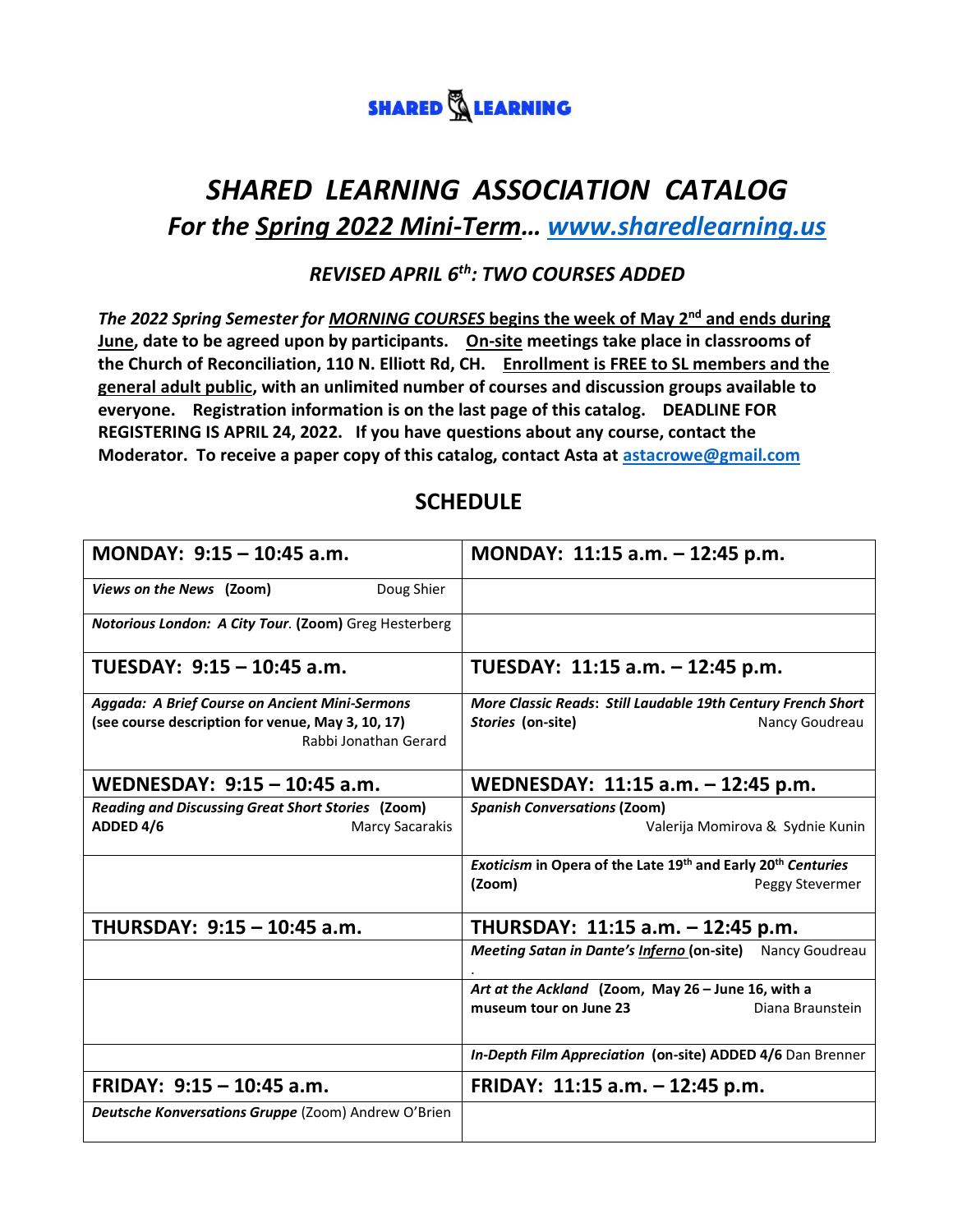SHARED LEARNING

# *SHARED LEARNING ASSOCIATION CATALOG*

## *For the Spring 2022 Mini-Term… www.sharedlearning.us*

### *REVISED APRIL 6th: TWO COURSES ADDED*

***The 2022 Spring Semester for MORNING COURSES* begins the week of May 2nd and ends during June, date to be agreed upon by participants. On-site meetings take place in classrooms of the Church of Reconciliation, 110 N. Elliott Rd, CH. Enrollment is FREE to SL members and the general adult public, with an unlimited number of courses and discussion groups available to everyone. Registration information is on the last page of this catalog. DEADLINE FOR REGISTERING IS APRIL 24, 2022. If you have questions about any course, contact the Moderator. To receive a paper copy of this catalog, contact Asta at astacrowe@gmail.com**

## SCHEDULE

| **MONDAY: 9:15 – 10:45 a.m.** | **MONDAY: 11:15 a.m. – 12:45 p.m.** |
|---|---|
| ***Views on the News*** **(Zoom)** Doug Shier | |
| ***Notorious London: A City Tour*. (Zoom)** Greg Hesterberg | |
| **TUESDAY: 9:15 – 10:45 a.m.** | **TUESDAY: 11:15 a.m. – 12:45 p.m.** |
| ***Aggada: A Brief Course on Ancient Mini-Sermons*** **(see course description for venue, May 3, 10, 17)** Rabbi Jonathan Gerard | ***More Classic Reads: Still Laudable 19th Century French Short Stories*** **(on-site)** Nancy Goudreau |
| **WEDNESDAY: 9:15 – 10:45 a.m.** | **WEDNESDAY: 11:15 a.m. – 12:45 p.m.** |
| ***Reading and Discussing Great Short Stories*** **(Zoom) ADDED 4/6** Marcy Sacarakis | ***Spanish Conversations*** **(Zoom)** Valerija Momirova & Sydnie Kunin |
| | ***Exoticism*** **in Opera of the Late 19th and Early 20th *Centuries* (Zoom)** Peggy Stevermer |
| **THURSDAY: 9:15 – 10:45 a.m.** | **THURSDAY: 11:15 a.m. – 12:45 p.m.** |
| | ***Meeting Satan in Dante's Inferno*** **(on-site)** Nancy Goudreau |
| | ***Art at the Ackland*** **(Zoom, May 26 – June 16, with a museum tour on June 23** Diana Braunstein |
| | ***In-Depth Film Appreciation*** **(on-site) ADDED 4/6** Dan Brenner |
| **FRIDAY: 9:15 – 10:45 a.m.** | **FRIDAY: 11:15 a.m. – 12:45 p.m.** |
| ***Deutsche Konversations Gruppe*** (Zoom) Andrew O'Brien | |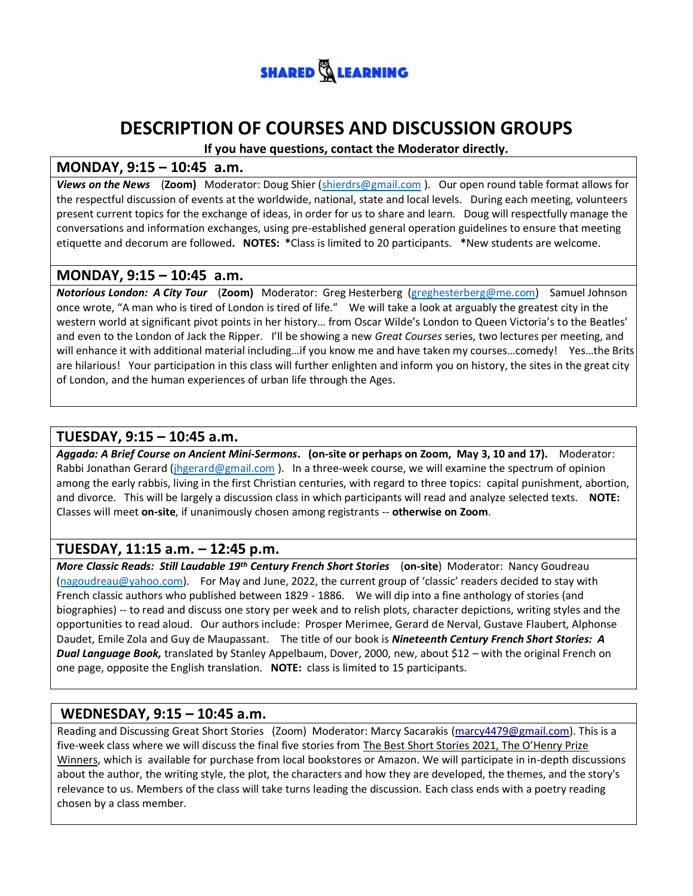**SHARED LEARNING**

# DESCRIPTION OF COURSES AND DISCUSSION GROUPS

**If you have questions, contact the Moderator directly.**

## MONDAY, 9:15 – 10:45 a.m.

***Views on the News*** (**Zoom**) Moderator: Doug Shier (shierdrs@gmail.com ). Our open round table format allows for the respectful discussion of events at the worldwide, national, state and local levels. During each meeting, volunteers present current topics for the exchange of ideas, in order for us to share and learn. Doug will respectfully manage the conversations and information exchanges, using pre-established general operation guidelines to ensure that meeting etiquette and decorum are followed**. NOTES: ***Class is limited to 20 participants. ***New students are welcome.

## MONDAY, 9:15 – 10:45 a.m.

***Notorious London: A City Tour*** (**Zoom**) Moderator: Greg Hesterberg (greghesterberg@me.com) Samuel Johnson once wrote, "A man who is tired of London is tired of life." We will take a look at arguably the greatest city in the western world at significant pivot points in her history… from Oscar Wilde's London to Queen Victoria's to the Beatles' and even to the London of Jack the Ripper. I'll be showing a new *Great Courses* series, two lectures per meeting, and will enhance it with additional material including…if you know me and have taken my courses…comedy! Yes…the Brits are hilarious! Your participation in this class will further enlighten and inform you on history, the sites in the great city of London, and the human experiences of urban life through the Ages.

## TUESDAY, 9:15 – 10:45 a.m.

***Aggada: A Brief Course on Ancient Mini-Sermons*. (on-site or perhaps on Zoom, May 3, 10 and 17).** Moderator: Rabbi Jonathan Gerard (jhgerard@gmail.com ). In a three-week course, we will examine the spectrum of opinion among the early rabbis, living in the first Christian centuries, with regard to three topics: capital punishment, abortion, and divorce. This will be largely a discussion class in which participants will read and analyze selected texts. **NOTE:** Classes will meet **on-site**, if unanimously chosen among registrants -- **otherwise on Zoom**.

## TUESDAY, 11:15 a.m. – 12:45 p.m.

***More Classic Reads: Still Laudable 19th Century French Short Stories*** (**on-site**) Moderator: Nancy Goudreau (nagoudreau@yahoo.com). For May and June, 2022, the current group of 'classic' readers decided to stay with French classic authors who published between 1829 - 1886. We will dip into a fine anthology of stories (and biographies) -- to read and discuss one story per week and to relish plots, character depictions, writing styles and the opportunities to read aloud. Our authors include: Prosper Merimee, Gerard de Nerval, Gustave Flaubert, Alphonse Daudet, Emile Zola and Guy de Maupassant. The title of our book is ***Nineteenth Century French Short Stories: A Dual Language Book,*** translated by Stanley Appelbaum, Dover, 2000, new, about $12 – with the original French on one page, opposite the English translation. **NOTE:** class is limited to 15 participants.

## WEDNESDAY, 9:15 – 10:45 a.m.

Reading and Discussing Great Short Stories (Zoom) Moderator: Marcy Sacarakis (marcy4479@gmail.com). This is a five-week class where we will discuss the final five stories from The Best Short Stories 2021, The O'Henry Prize Winners, which is available for purchase from local bookstores or Amazon. We will participate in in-depth discussions about the author, the writing style, the plot, the characters and how they are developed, the themes, and the story's relevance to us. Members of the class will take turns leading the discussion. Each class ends with a poetry reading chosen by a class member.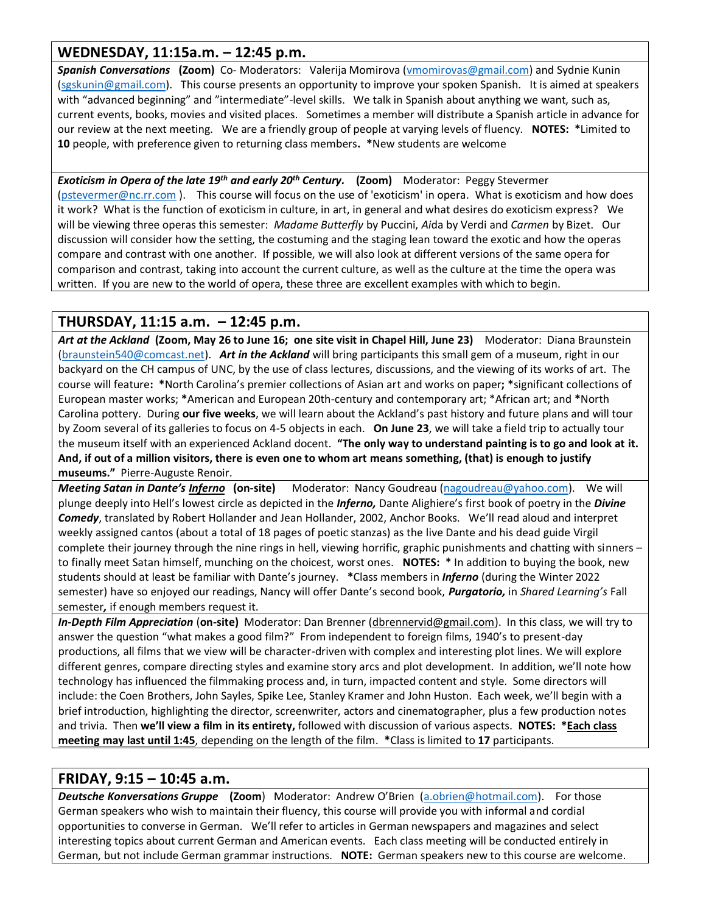## WEDNESDAY, 11:15a.m. – 12:45 p.m.

***Spanish Conversations*** **(Zoom)** Co- Moderators: Valerija Momirova (vmomirovas@gmail.com) and Sydnie Kunin (sgskunin@gmail.com). This course presents an opportunity to improve your spoken Spanish. It is aimed at speakers with "advanced beginning" and "intermediate"-level skills. We talk in Spanish about anything we want, such as, current events, books, movies and visited places. Sometimes a member will distribute a Spanish article in advance for our review at the next meeting. We are a friendly group of people at varying levels of fluency. **NOTES: ***Limited to **10** people, with preference given to returning class members**.** *New students are welcome

***Exoticism in Opera of the late 19th and early 20th Century.*** **(Zoom)** Moderator: Peggy Stevermer (pstevermer@nc.rr.com ). This course will focus on the use of 'exoticism' in opera. What is exoticism and how does it work? What is the function of exoticism in culture, in art, in general and what desires do exoticism express? We will be viewing three operas this semester: *Madame Butterfly* by Puccini, *Ai*da by Verdi and *Carmen* by Bizet. Our discussion will consider how the setting, the costuming and the staging lean toward the exotic and how the operas compare and contrast with one another. If possible, we will also look at different versions of the same opera for comparison and contrast, taking into account the current culture, as well as the culture at the time the opera was written. If you are new to the world of opera, these three are excellent examples with which to begin.

## THURSDAY, 11:15 a.m. – 12:45 p.m.

***Art at the Ackland*** **(Zoom, May 26 to June 16; one site visit in Chapel Hill, June 23)** Moderator: Diana Braunstein (braunstein540@comcast.net). ***Art in the Ackland*** will bring participants this small gem of a museum, right in our backyard on the CH campus of UNC, by the use of class lectures, discussions, and the viewing of its works of art. The course will feature**:** ***North Carolina's premier collections of Asian art and works on paper**;** ***significant collections of European master works; ***American and European 20th-century and contemporary art; *African art; and ***North Carolina pottery. During **our five weeks**, we will learn about the Ackland's past history and future plans and will tour by Zoom several of its galleries to focus on 4-5 objects in each. **On June 23**, we will take a field trip to actually tour the museum itself with an experienced Ackland docent. **"The only way to understand painting is to go and look at it. And, if out of a million visitors, there is even one to whom art means something, (that) is enough to justify museums."** Pierre-Auguste Renoir.

***Meeting Satan in Dante's Inferno*** **(on-site)** Moderator: Nancy Goudreau (nagoudreau@yahoo.com). We will plunge deeply into Hell's lowest circle as depicted in the ***Inferno,*** Dante Alighiere's first book of poetry in the ***Divine Comedy***, translated by Robert Hollander and Jean Hollander, 2002, Anchor Books. We'll read aloud and interpret weekly assigned cantos (about a total of 18 pages of poetic stanzas) as the live Dante and his dead guide Virgil complete their journey through the nine rings in hell, viewing horrific, graphic punishments and chatting with sinners – to finally meet Satan himself, munching on the choicest, worst ones. **NOTES: *** In addition to buying the book, new students should at least be familiar with Dante's journey. ***Class members in ***Inferno*** (during the Winter 2022 semester) have so enjoyed our readings, Nancy will offer Dante's second book, ***Purgatorio,*** in *Shared Learning's* Fall semester***,*** if enough members request it.

***In-Depth Film Appreciation*** (**on-site)** Moderator: Dan Brenner (dbrennervid@gmail.com). In this class, we will try to answer the question "what makes a good film?" From independent to foreign films, 1940's to present-day productions, all films that we view will be character-driven with complex and interesting plot lines. We will explore different genres, compare directing styles and examine story arcs and plot development. In addition, we'll note how technology has influenced the filmmaking process and, in turn, impacted content and style. Some directors will include: the Coen Brothers, John Sayles, Spike Lee, Stanley Kramer and John Huston. Each week, we'll begin with a brief introduction, highlighting the director, screenwriter, actors and cinematographer, plus a few production notes and trivia. Then **we'll view a film in its entirety,** followed with discussion of various aspects. **NOTES: *<u>Each class meeting may last until 1:45</u>**, depending on the length of the film. ***Class is limited to **17** participants.

## FRIDAY, 9:15 – 10:45 a.m.

***Deutsche Konversations Gruppe*** (**Zoom**) Moderator: Andrew O'Brien (a.obrien@hotmail.com). For those German speakers who wish to maintain their fluency, this course will provide you with informal and cordial opportunities to converse in German. We'll refer to articles in German newspapers and magazines and select interesting topics about current German and American events. Each class meeting will be conducted entirely in German, but not include German grammar instructions. **NOTE:** German speakers new to this course are welcome.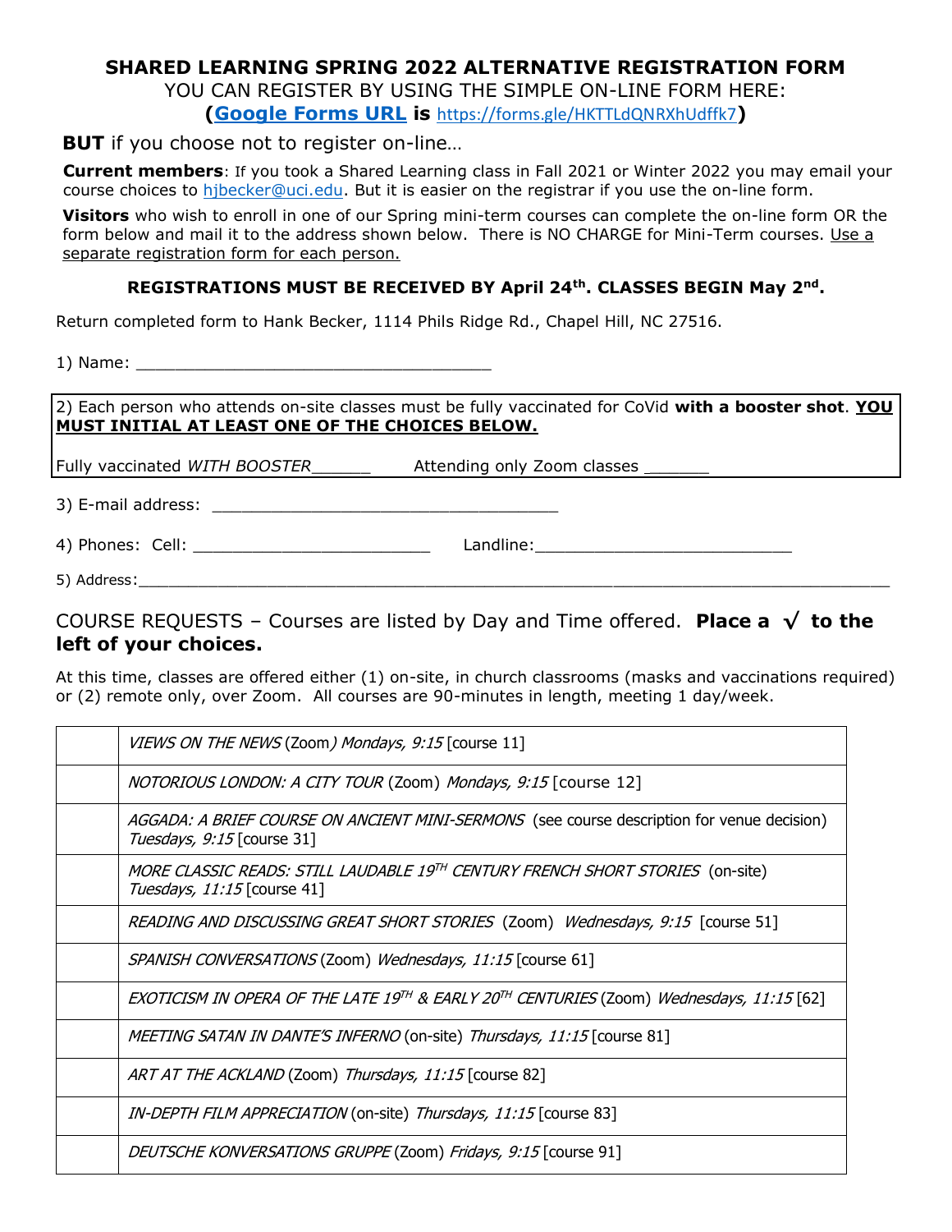# SHARED LEARNING SPRING 2022 ALTERNATIVE REGISTRATION FORM

YOU CAN REGISTER BY USING THE SIMPLE ON-LINE FORM HERE:

**(Google Forms URL is** https://forms.gle/HKTTLdQNRXhUdffk7**)**

**BUT** if you choose not to register on-line…

**Current members**: If you took a Shared Learning class in Fall 2021 or Winter 2022 you may email your course choices to hjbecker@uci.edu. But it is easier on the registrar if you use the on-line form.

**Visitors** who wish to enroll in one of our Spring mini-term courses can complete the on-line form OR the form below and mail it to the address shown below. There is NO CHARGE for Mini-Term courses. Use a separate registration form for each person.

**REGISTRATIONS MUST BE RECEIVED BY April 24th. CLASSES BEGIN May 2nd.**

Return completed form to Hank Becker, 1114 Phils Ridge Rd., Chapel Hill, NC 27516.

1) Name: ___________________________________

2) Each person who attends on-site classes must be fully vaccinated for CoVid **with a booster shot**. **YOU MUST INITIAL AT LEAST ONE OF THE CHOICES BELOW.**

Fully vaccinated *WITH BOOSTER*______ Attending only Zoom classes ______

3) E-mail address: ___________________________________

4) Phones: Cell: ________________________ Landline:__________________________

5) Address:_____________________________________________________________________

## COURSE REQUESTS – Courses are listed by Day and Time offered. **Place a √ to the left of your choices.**

At this time, classes are offered either (1) on-site, in church classrooms (masks and vaccinations required) or (2) remote only, over Zoom. All courses are 90-minutes in length, meeting 1 day/week.

| | |
|---|---|
| | *VIEWS ON THE NEWS* (Zoom*) Mondays, 9:15* [course 11] |
| | *NOTORIOUS LONDON: A CITY TOUR* (Zoom) *Mondays, 9:15* [course 12] |
| | *AGGADA: A BRIEF COURSE ON ANCIENT MINI-SERMONS* (see course description for venue decision) *Tuesdays, 9:15* [course 31] |
| | *MORE CLASSIC READS: STILL LAUDABLE 19TH CENTURY FRENCH SHORT STORIES* (on-site) *Tuesdays, 11:15* [course 41] |
| | *READING AND DISCUSSING GREAT SHORT STORIES* (Zoom) *Wednesdays, 9:15* [course 51] |
| | *SPANISH CONVERSATIONS* (Zoom) *Wednesdays, 11:15* [course 61] |
| | *EXOTICISM IN OPERA OF THE LATE 19TH & EARLY 20TH CENTURIES* (Zoom) *Wednesdays, 11:15* [62] |
| | *MEETING SATAN IN DANTE'S INFERNO* (on-site) *Thursdays, 11:15* [course 81] |
| | *ART AT THE ACKLAND* (Zoom) *Thursdays, 11:15* [course 82] |
| | *IN-DEPTH FILM APPRECIATION* (on-site) *Thursdays, 11:15* [course 83] |
| | *DEUTSCHE KONVERSATIONS GRUPPE* (Zoom) *Fridays, 9:15* [course 91] |